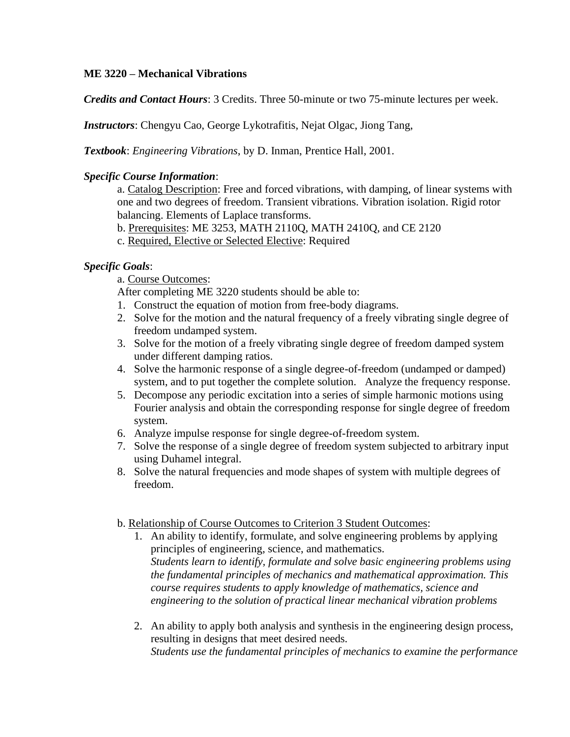**ME 3220 – Mechanical Vibrations**

***Credits and Contact Hours***: 3 Credits. Three 50-minute or two 75-minute lectures per week.

***Instructors***: Chengyu Cao, George Lykotrafitis, Nejat Olgac, Jiong Tang,

***Textbook***: *Engineering Vibrations*, by D. Inman, Prentice Hall, 2001.

***Specific Course Information***:

a. Catalog Description: Free and forced vibrations, with damping, of linear systems with one and two degrees of freedom. Transient vibrations. Vibration isolation. Rigid rotor balancing. Elements of Laplace transforms.

b. Prerequisites: ME 3253, MATH 2110Q, MATH 2410Q, and CE 2120

c. Required, Elective or Selected Elective: Required

***Specific Goals***:

a. Course Outcomes:

After completing ME 3220 students should be able to:

1. Construct the equation of motion from free-body diagrams.
2. Solve for the motion and the natural frequency of a freely vibrating single degree of freedom undamped system.
3. Solve for the motion of a freely vibrating single degree of freedom damped system under different damping ratios.
4. Solve the harmonic response of a single degree-of-freedom (undamped or damped) system, and to put together the complete solution. Analyze the frequency response.
5. Decompose any periodic excitation into a series of simple harmonic motions using Fourier analysis and obtain the corresponding response for single degree of freedom system.
6. Analyze impulse response for single degree-of-freedom system.
7. Solve the response of a single degree of freedom system subjected to arbitrary input using Duhamel integral.
8. Solve the natural frequencies and mode shapes of system with multiple degrees of freedom.

b. Relationship of Course Outcomes to Criterion 3 Student Outcomes:

1. An ability to identify, formulate, and solve engineering problems by applying principles of engineering, science, and mathematics.
   *Students learn to identify, formulate and solve basic engineering problems using the fundamental principles of mechanics and mathematical approximation. This course requires students to apply knowledge of mathematics, science and engineering to the solution of practical linear mechanical vibration problems*

2. An ability to apply both analysis and synthesis in the engineering design process, resulting in designs that meet desired needs.
   *Students use the fundamental principles of mechanics to examine the performance*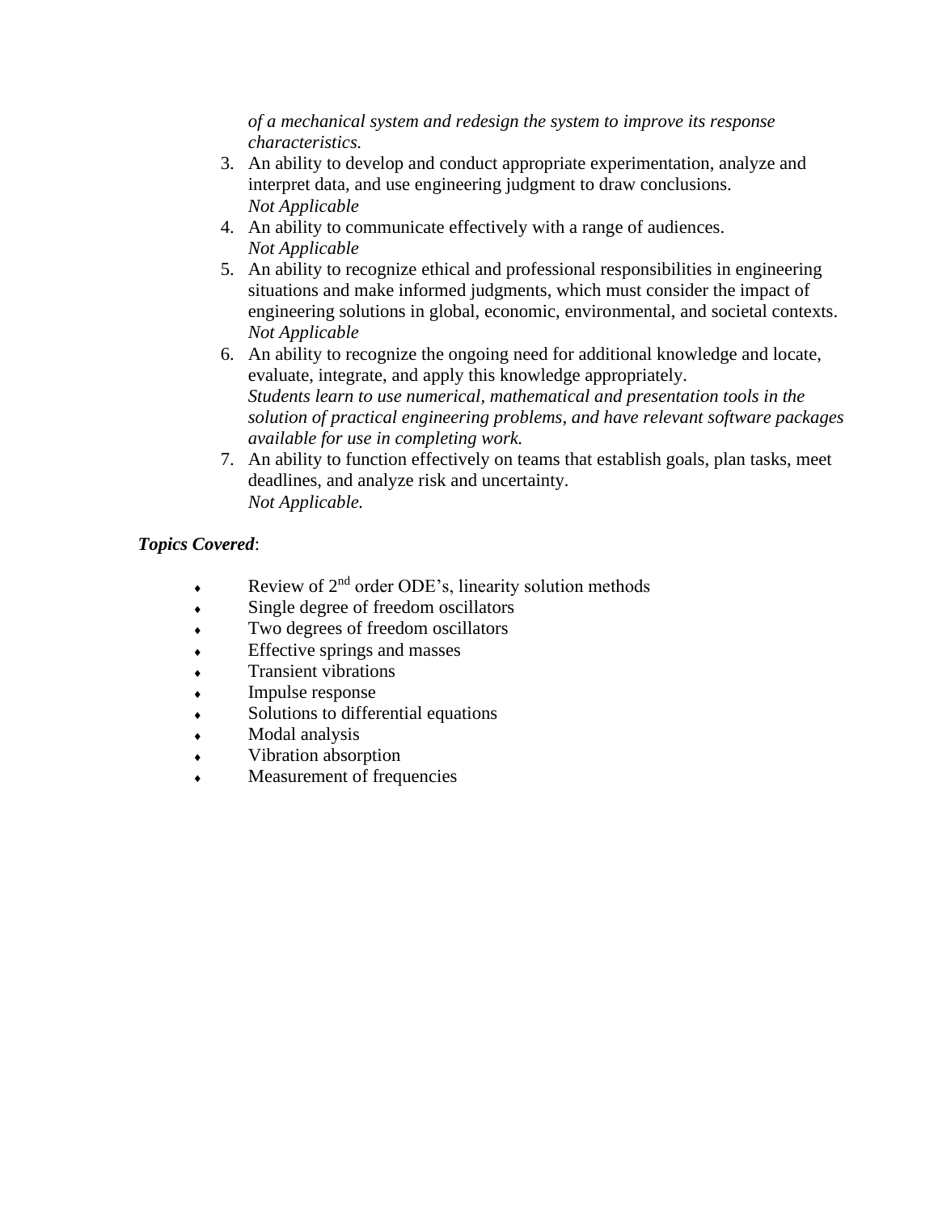*of a mechanical system and redesign the system to improve its response characteristics.*

3. An ability to develop and conduct appropriate experimentation, analyze and interpret data, and use engineering judgment to draw conclusions.
   *Not Applicable*
4. An ability to communicate effectively with a range of audiences.
   *Not Applicable*
5. An ability to recognize ethical and professional responsibilities in engineering situations and make informed judgments, which must consider the impact of engineering solutions in global, economic, environmental, and societal contexts.
   *Not Applicable*
6. An ability to recognize the ongoing need for additional knowledge and locate, evaluate, integrate, and apply this knowledge appropriately.
   *Students learn to use numerical, mathematical and presentation tools in the solution of practical engineering problems, and have relevant software packages available for use in completing work.*
7. An ability to function effectively on teams that establish goals, plan tasks, meet deadlines, and analyze risk and uncertainty.
   *Not Applicable.*

***Topics Covered***:

- Review of 2nd order ODE's, linearity solution methods
- Single degree of freedom oscillators
- Two degrees of freedom oscillators
- Effective springs and masses
- Transient vibrations
- Impulse response
- Solutions to differential equations
- Modal analysis
- Vibration absorption
- Measurement of frequencies